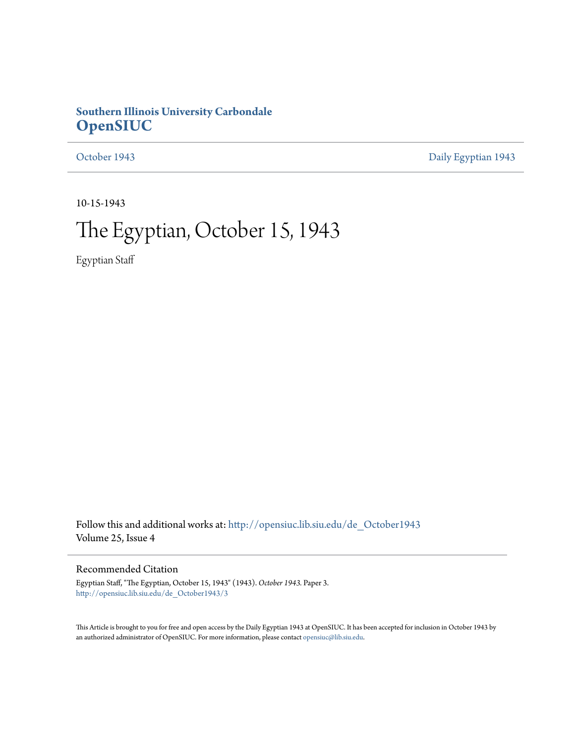**Southern Illinois University Carbondale**
**OpenSIUC**

October 1943 | Daily Egyptian 1943

10-15-1943

# The Egyptian, October 15, 1943

Egyptian Staff

Follow this and additional works at: http://opensiuc.lib.siu.edu/de_October1943
Volume 25, Issue 4

## Recommended Citation

Egyptian Staff, "The Egyptian, October 15, 1943" (1943). *October 1943.* Paper 3.
http://opensiuc.lib.siu.edu/de_October1943/3

This Article is brought to you for free and open access by the Daily Egyptian 1943 at OpenSIUC. It has been accepted for inclusion in October 1943 by an authorized administrator of OpenSIUC. For more information, please contact opensiuc@lib.siu.edu.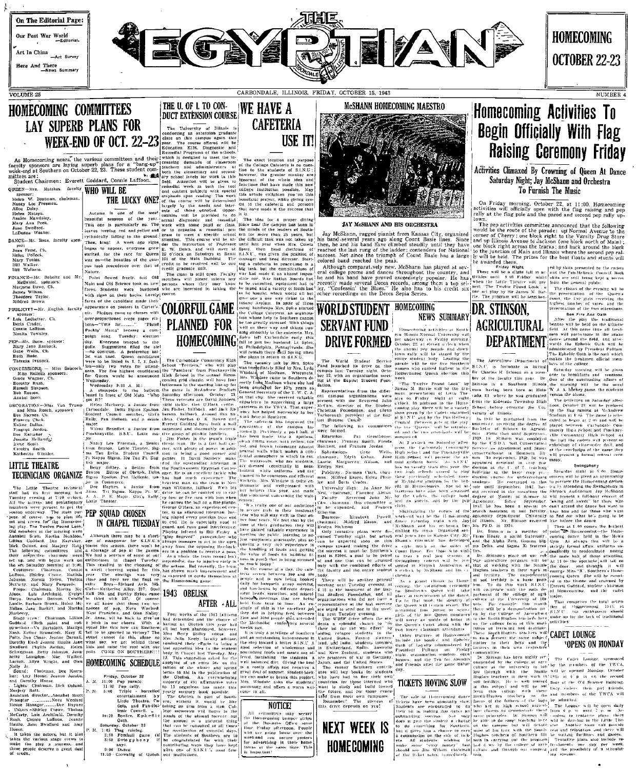On The Editorial Page:

Our Post War World —Editorial.

Art In China —Art Survey

Here And There —News Summary

# THE EGYPTIAN

HOMECOMING OCTOBER 22-23

VOLUME 25 — CARBONDALE, ILLINOIS, FRIDAY, OCTOBER 15, 1943 — NUMBER 4

## HOMECOMING COMMITTEES LAY SUPERB PLANS FOR WEEK-END OF OCT. 22-23

As Homecoming nears, the various committees and their faculty sponsors are laying superb plans for a "bang-up" week-end at Southern on October 22, 23. These student committees are:

Student Chairmen: Everett Goddard, Connie Laffoon.

QUEEN—Mrs. Matthes, faculty sponsor.
Helen W. Bostman, chairman.
Nancy Lee Freeman.
Alice Doley.
Helen Nataya.
Annice Mawdsley.
Mary Ann Peek.
Jane Swofford.
LaDonna Weaver.

DANCE—Mr. Bone, faculty sponsor.
Jean Frost, Ch.
Helen Pollock.
Mary Tomlin.
Bill Walker.
Bill Welborn.

FINANCE—Mr. Bubolz and Mr. McDaniel, sponsors.
Marjorie Dawe, Ch.
James Wilson.
Theodore Taylor.
Mildred Brown.

PUBLICITY—Mr. English, faculty sponsor.
Lois Ledbetter, Ch.
Doris Crader.
Connie Laffoon.
Monita Townley.

PEP—Mr. Bone, sponsor.
Mary Jane Rasback.
Gene Wells, Ch.
Ruth Bade.
Theresa Ivanick.

CONCESSIONS—Miss Babcock, Miss Rollette, sponsors.
Grace Wagner, Ch.
Dorothy Rush.
Russell Simpson.
Bob Rosson.
Annabel Scott.

DECORATION—Miss Van Trump and Miss Roach, sponsors.
Dee Haynes, Ch.
Frances Clark.
Eulene Dallas.
Virginia Jordan.
Dee Karraker.
Juanita McHaney.
Reva Bost.
Carolyn Smith.
Katherine Whisler.

## LITTLE THEATRE TECHNICIANS ORGANIZE

The Little Theatre technical staff had its first meeting last Tuesday evening at 7:00 o'clock. All the actives and probationary members were present to get the season underway. The main purpose of course, was to plan sets and crews for the Homecoming play, The Twelve Pound Look. Old members at the meeting were Annabel Scott, Martha McAdoo, Lillian Goddard, Dee Karraker, Dick Osland, and Marjory Batz. The following committees and their respective chairmen were set up, and will begin work on the set Saturday morning at 9:00.

Costumes: Chairman, Connie Lafoon, Shirley Crowe, Matilda Johnson, Norma Helm, Thelma McCarty, and Mary Panggoulis.

Props: Chairman, Martha McAdoo, Lois Archibald, Evelyn Bargo, Denalee Benson, Cerelle Laurie, Barbara Brown, Helen McMillan, Jane Swafford, and Martha Marberry.

Stage crew: Chairman, Lillian Goddard (both paint and construction)—Vie Bartolotti, Marilyn Nash, Esther Bramstedt, Mary E. Potts, Mae Walker, Jeanine Daniels, Dorothy Rush, Jeanne Handle, Jane Swafford, Phyllis Jordan, Helen Schwegman, Betty Jeanne Jeannette Langdon, Mae Walker, Larson, Althea Wright, and Glen Nolly, Jr.

Sound: Chairman, Dee Karraker; Amy House, Jeanne Jacobs, and Dorothy House.

Lights: Chairman, Dick Osland, Marjory Batz.

Assistant director—Annabel Scott
Prompter — Neva Woolard
House Manager — Dee Haynes
Ushers—Shirley Crowe, Thelma McCarty, Lois Archibald, Dorothy Rush, Connie Laffoon, Jeanne Handle, Jane Swafford and Amy House.

It takes the actors, but it also takes the various stage crews to make the play a success, and these people deserve a great deal of credit.

## WHO WILL BE THE LUCKY ONE?

Autumn is one of the most beautiful seasons of the year. This one is particularly so. The leaves turning red and yellow and symbolically falling to the ground. Then, bing! A week ago signs began to appear, everyone grew excited, for the race for Queen was on—the beauties of the campus took precedence over that of Nature.

Paint flowed freely, and Old Main and Old Science took on new faces. Students were burdened with signs on their backs. Lovely faces of the candidate made their appearance on posters in Carter's etc. Pledges came to classes with over-proportioned crepe paper ribbons—"Vote for ..... "Pistol Packin' Mama" became a campaign song. Tuesday: election day. Everyone trooped to the polls. Suggestions filled the air—no coercion. A preference ballot was used. Queen candidates were to be listed in 1, 2, 3, fashion—only two votes for attendants. The five highest candidates for Queen would be announced Wednesday.

Wednesday 9:00 A. M.: A stampede to the bulletin board in front of Old Main. "Who got it?"

Helen Marberry, a Junior from Carbondale. Delta Sigma Epsilon. Student Council member, Girl's Rally, Pan Hellenic, and a music major.

Wilma Benedict, a Junior from Pinckneyville, B.S.U., Latin major.

Nancy Lee Freeman, a Senior from Benton. Little Theater, Sigma Tau Delta, Student Council, Pi Kappa Sigma, Mu Tau Pi, English major.

Betty Sibley, a Senior from Benton. Editor of Obelisk, Delta Sigma Epsilon. Pan Hellenic, major in Commerce.

Dee Haynes, a Junior from Anna. Tri Sigma, Kappa Pi, W. A. A., P. E. Major, Girl's Rally, Little Theater.

## PEP SQUAD CHOSEN IN CHAPEL TUESDAY

Although there may be a shortage of manpower for S.I.N.U.'s teams this season there won't be a shortage of pep at the games. We had a preview of some of our enthusiasm in chapel Tuesday. This resulted in the choosing of a swell cheering squad for this year. The election was very close and here are the final results: Boys—Richard Avis, 385, Girls—Katherine Alley, 297, Opal Ruff, 268, and Dorothy Sykes came in third with 237. Of course we all know that those two towheads of ours, Neva Woolard and West Frankfort, and Glen Nalley, of Anna, will be back to rev us a pep in our cheers. With a squad like this how can Southern fail to be spurred to victory? The squad cannot do it alone though, what say we get behind these kids and raise the roof with our yells. COME ON SOUTHERN!!!

## HOMECOMING SCHEDULE

Friday, October 22
A. M. 11:00 Pep parade.
11:30 Pep rally.
P. M. 5:00 Triple - barrelled entertainment by Little Theatre. Co-dets, and Pan-Hellenic Council.
10:30 Bonfire, Epheble Oath.

Saturday, October 23
A. M. 11:45 Flag raising.
2:00 Football game (if any).
8:00 Swingphony (if any).
9:00 Dance.
11:00 Crowning of Queen.

## THE U. OF I. TO CONDUCT EXTENSION COURSE

The University of Illinois is conducting an extension graduate class on this campus again this year. The course offered will be Education E136. Diagnostic and Remedial Programs of the schools, which is designed to meet the increasing demands of classroom teachers and administrators at both the elementary and secondary school levels for work in this field. Attention will be given to remedial work in both the tool and content subjects with special emphasis upon reading. The work of the course will be determined largely by the needs and interests of those enrolled. Opportunities will be provided to do actual diagnostic and remedial work with some pupil or class, or to organize a remedial program to meet a specific school situation. This course will be under the instruction of Professor E. W. Dolch and will meet at 10 o'clock on Saturdays in Room 101 of the Main Building. The credit to be received will be one credit graduate unit.

The class is still open. Faculty members will please inform any persons whom they may know who are interested in taking the course.

## COLORFUL GAME PLANNED FOR HOMECOMING

The Carbondale Community High School "Terriers," who will play the "Panthers" from Pinckneyville High School in the annual Homecoming grid classic, will have four lettermen in the starting line-up for the game in McAndrew Stadium Saturday afternoon, October 23. These veterans are David Sanders, right tackle; Geo. O'Hara, center; Jim Fisher, halfback; and Jay Robinson, halfback. Around this nucleus, Coaches O. K. Bowen and Everett Goddard have built a well organized and thoroughly competitive group of pigskin handlers.

Jim Fisher is the team's triple threat man. He is a fast ball carrier, with plenty of power in addition to being a good passer and punter. In David Sanders, Carbondale has the outstanding lineman in the heaviest man on the team is Norman Williams, fullback. With his play he can be counted on to carry four or five men with him when he carries the ball in a line plunge. George O'Hara, an experienced center, is an all-around lineman having played every position from end to end. He is especially good at guard, and runs good interference. Playing left-end is Bill Fraley, a "glue fingered" pass-catcher who always manages to get in the open away from the opposing backfield as in a position to receive a pass.

As a whole the team record isn't impressive, due to injuries early in the season. But recently, the team has shown much improvement and is expected to outdo themselves at the Homecoming game.

## 1943 OBELISK AFTER ALL

Four weeks of the 1943 fall term had descended and the chances of having an Obelisk this year had all but been abandoned. However, Miss Betty Sibley, editor, and Mr. John Neely, faculty adviser, combined their efforts to bring a last appealing idea to the student body in Chapel last Tuesday, May 12. This suggestion asked for the applying of an extra fee on the majority of 491 affirmative votes to 13 negatives has made this yearly memory book possible.

The Obelisk is part of Southern; without it, would be like taking an arm from a man. College memories will linger in the annals of the alumni forever, but the annual is a material thing that can be consulted at all times for recollection of cheerful days. The students of Southern are to be congratulated for with their contributing ways they have kept alive one of S.I.N.U.'s most famous institutions.

## WE HAVE A CAFETERIA USE IT!

The exact location and purpose of the College Cafeteria is no question to the students of S.I.N.U.; however, the greater number are ignorant of the whole idea and functions that have made this one beneficial project, while giving credit to the cafeteria and persons that have made it the success that it is.

The idea for a proper dining place near the campus has been in the minds of the leaders of Southern for more than 25 years, but the difficult task was not taken up until last year when Mrs. Coleta Spiro, then head dietician of S.I.N.U., was given the position of manager and head director. Starting a cafeteria in peacetime is a big task, but the complications of war had made it an almost impossible one. War Ration Boards had to be consulted, equipment had to be found and a variety of foods had to be bought, when such would all but give one a one way ticket to the Illinois Asylum. In spite of these handicaps Mrs. Spiro started the College Cafeteria, an organization whose help to Southern cannot be too greatly stressed. With things well on their way and things running smoothly in the cafeteria, Mrs. Spiro left Carbondale early this fall to join her husband, Lt. Spiro, in Philadelphia, Pennsylvania. She will remain there until Spring when she plans to return to S.I.N.U.

The vacancy left by Mrs. Spiro was immediately filled by Mrs. Lyda Windate of Madison, Wisconsin. Mrs. Windate came to Southern directly from Madison where she had been employed for 10½ years as General Secretary of the Y. W. C. A. of that city. She received valuable experience in supervising a large cafeteria in the YWCA. That experience has helped noticeably to her work here at Southern.

The cafeteria has improved the appearance of the campus immensely. Previously a pool hall, it has been made into a spotless, clean dining room, with yellow, tile, red, and brown trimmings against neutral walls which make a congenial atmosphere in which to eat. The waitresses, who are students, are dressed cheerfully in becoming white uniforms and are trained to be courteous and efficient workers. Mrs. Windate is quite enthusiastic and well-pleased with her helpers this year, and made this statement concerning the waitresses:

"It's really one of our ambitions to serve girls in their freshman year who will stay with us their entire four years. We feel that by the time of their graduation they will have gained valuable experience in meeting the public, learning to adjust complaints graciously, plus acquiring a very rich experience in the handling of foods and getting the value of foods for building fitness in youth that is being stressed so much today."

In the course of a day, the cafeteria serves between 300 and 400 people and is now being booked daily for banquets, group meetings, and luncheons by different departmental heads, sororities, and miscellaneous meetings that are being held from time to time. An example of this is the excellent job they did in helping feed between 200 and 300 people that attended the Methodist conference several weeks ago.

It is truly a privilege of Southern and an outstanding improvement in the step toward a better S.I.N.U. A good selection of wholesome and nourishing foods and meals are offered, furnishing the students a well balanced diet. Giving the best is a costly affair, and requires a great deal of support. Student-backing can make or break this project. Mrs. Windate asks the students' patronage and offers a warm welcome to all.

## NOTICE!

All commuters may secure Homecoming bumper strips at the Business Office some time Friday afternoon. People who are going home over the week-end can secure posters for advertising in their home towns at the same time. This is important!

## McSHANN HOMECOMING MAESTRO

JAY McSHANN AND HIS ORCHESTRA

Jay McShann, rugged pianist from Kansas City, organized his band several years ago along Count Basie lines. Since then, he and his band have climbed steadily until they have reached the last rung of the ladder, contenders for National success. Not since the triumph of Count Basie has a large colored band reached the peak.

Although comparatively new, McShann has played at several college proms and dances throughout the country, and he and his band have proved exceedingly popular. He has recently made several Decca records, among them a top seller, "Confessin' the Blues." He also has to his credit six other recordings on the Decca Sepia Series.

## WORLD STUDENT SERVANT FUND DRIVE FORMED

The World Student Service Fund launched its drive on this campus last Tuesday night, October 12, with an organization meeting at the Baptist Student Foundation.

Representatives from the different campus organizations were present with the Reverend John McCaw, director of the Student Christian Foundation, and Glenn Yarborough, president of the Baptist Student Union.

The following six committees were formed:

Education: Pat Greathouse, chairman; Frances Smith, Freda Rushert, and Frances Jordan.

Solicitations: Gene Wells, chairman; Edyth Gahan, June Laurie, Marguerite Wilson, and Evelyn Pier.

Publicity: Norman Clark, chairman; Mildred Esson, Helen Plumlee, and Doris Crader.

University High: Jo Anne McNeil, chairman; Florence Alston.

Faculty: Reverend John McCaw, chairman; this committee is to be expanded, and Frances Etherton.

Business: Elizabeth Powell, chairman; Mildred Esson, and Evelyn Hickman.

Only tentative plans were discussed Tuesday night, but action can be expected soon on this campus toward making the drive a success. It must be Southern's goal is $2000, a goal to be passed if each one that can be attained only with the combined efforts of the faculty and the entire student body.

There will be another general meeting next Tuesday evening, at 6:15 in the basement of the Baptist Student Foundation, and all organizations who did not have a representative at the last meeting are urged to send one to the meeting next Tuesday evening.

The WSSF drive offers the students a splendid chance to "do their bit for the war effort" by aiding refugee students in the United States, France, Switzerland, and India, students interned in Switzerland, Spain, Australia and New Zealand, students who are prisoners of war in Germany, Japan, and the United States.

The money Southern contributes will buy books for students who have had to flee their own countries for their lives, students who want to study and build toward the future, and for those evacuated from their own campuses.

Remember: The success of this drive depends on you!

## NEXT WEEK IS HOMECOMING

## HOMECOMING NEWS SUMMARY

Homecoming activities at Southern Illinois Normal University will get underway on Friday morning, October 22, at eleven o'clock when the annual pep parade and downtown rally will be staged by the entire student body. Leading the parade will be the five Southern women who ranked highest in the Homecoming Queen election this week.

"The Twelve Pound Look," by James M. Barrie, will be the dramatic presentation of Little Theatre on Friday night at eight o'clock, in addition to the Homecoming play there will be a variety show given by the Cadets stationed at S.I.N.U. and by the Pan Hellenic Council. Between acts of the play the five "Queens" will be introduced, and the two attendants will be announced.

At 2 o'clock on Saturday afternoon the Carbondale Community High School and the Pinckneyville High School will present the annual gridiron battle. As S.I.N.U. has no varsity team this year the two high schools agreed to play their previously scheduled game at McAndrew stadium for the benefit of Homecomers. Special attractions have also been arranged by the Cadets, the college band, and its guests, and by the pep clubs.

Highlighting the events of the week-end will be the 11 o'clock crowning of the Queen at the Homecoming dance Saturday night with Jay McShann and his orchestra furnishing the music. Organized several years ago in Kansas City, McShann's ensemble has developed a style much on the order of Count Basie. For those who wish to hear a real jam session, a Swingphony concert will be presented in Shryock Auditorium at 8 o'clock by McShann and his orchestra.

As a grand climax to Homecoming, the coronation ceremony for Southern's Queen will take place at intermission of the dance. Up to that time, the identity of the Queen will remain secret. The remaining four girls of the five Queen nominees will serve as maids of honor in the Queen's court along with the two lower classmen attendants.

Other features of Homecoming include the bonfire and Ephebic Oath, which will be administered by President Pulliam on Friday night, coronation reunions, open house at the Tea, and Alumni and Friends after the game Saturday.

## TICKETS MOVING SLOW

The sale of Homecoming dance tickets have been unusually slow. Students are encouraged to do their bit in making this dance an outstanding success. Not only does it give the student a chance to do something for Southern, but it gives him a chance to earn a commission on the sale of tickets. All students wishing to make some "easy money" fast should see Jim Wilson, chairman of the ticket sales, immediately.

## Homecoming Activities To Begin Officially With Flag Raising Ceremony Friday

### Activities Climaxed By Crowning of Queen At Dance Saturday Night; Jay McShann and Orchestra To Furnish The Music

On Friday morning, October 22, at 11:00, Homecoming activities will officially open with the flag raising and pep rally at the flag pole and the parade and second pep rally uptown.

The pep activities committee announced that the following would be the route of the parade: up Normal Avenue to the corner of Cherry; one block right to the Varsity Drug Store and up Illinois Avenue to Jackson (one block north of Main); one block right across the tracks; and back around the block to the junction of Main and Illinois where the second pep rally will be held. The prizes for the best floats and stunts will be awarded there.

**Friday Night**

There will be a slight lull in activities until 8:00 Friday night when the Little Theatre will present "The Twelve Pound Look," a one act play by Sir James M. Barrie. The program will be lengthened by skits presented by the cadets and the Pan-Hellenic Council. Both skits are still being kept a secret from the general public.

The climax of the evening will be the presentation of the Queen's court, the five girls receiving the highest number of votes, and the presentation of the two attendants.

**Bon Fire And Oath**

After the play the traditional bonfire will be held on the athletic field. At this same time all freshmen will participate in the snake dance around the field, and afterwards the Ephebic Oath will be administered by President Pulliam. The Ephebic Oath is the oath which makes the freshmen official members of the student body.

Saturday morning will be given over to breakfasts and reunions. One of the outstanding affairs of the morning will be the usual W. A. A. hockey game, the students versus the alums.

The activities on Saturday afternoon, October 23, will be preluded by the flag raising at McAndrew Stadium at 1:45. The game is scheduled to begin at 2:00 and will be played between Carbondale Community High School and Pinckneyville Community High School. At the half the cadets will present an exhibition of close-order drill, and at the conclusion of the game they will present a formal retreat ceremony.

**Swingphony**

Saturday night at 8:00 Homecomers will be given an opportunity to preview the Homecoming orchestra in a Swingphony in the Shryock Auditorium. Jay McShann will present a full-hour concert of "swing and sweet" for those who can't attend the dance but want to hear him and for those who want to find out what he's going to be like before the dance.

Then at 9:00 comes the highest point of the Homecoming—the Homecoming dance held in the Men's Gym. As always this will be a strictly formal affair, uniforms unofficial. It is to accommodate the male half of those attending. At 11:00 the spotlight will fall on the door and through it will emerge Miss "X," Southern's Homecoming Queen. She will be escorted to the throne and crowned by Everett Goddard, student chairman of Homecoming, and the cadet major.

That comprises the total activities of Homecoming 1943 at S.I.N.U. Our enthusiasm should make up for the lack of traditional activities.

## DR. STINSON, AGRICULTURAL DEPARTMENT

The Agriculture Department of S.I.N.U. is fortunate in having Dr. Charles B. Stinson as a member of the faculty this year. Dr. Stinson is a Southern Illinois man, having been born at Eldorado, Ill. where he was graduated from the Eldorado Township High School before entering the University of Illinois.

In 1924 he graduated from the university, receiving the degree of Bachelor of Science in Agriculture. From then until September, 1928, Dr. Stinson was employed by the U.S.D.A. Soil Conservation Service as agronomist and junior conservationist in Southern Illinois. In September, 1928, he was appointed assistant in crop production at the U. of I., teaching half-time in the basic crop production course for undergraduate students. He continued in this position until September, 1942, and received in the meantime the degree of Master of Science in Agronomy. Since September, 1942, he has been a special research assistant in soil fertility, agronomy department, University of Illinois. Mr. Stinson received his Ph.D. in 1934.

Dr. Stinson is a member of Farm House, a social fraternity, and the Alpha Zeta, Gamma Sigma Delta, and Sigma Xi fraternities.

Dr. Stinson's place on our college agriculture program will be that of working with the Smith-Hughes teachers in their work in soil fertility. The improvement of soil fertility is a basic problem. To do this work S.I.N.U. will cooperate with the soils department of the college of agriculture of the University of Illinois. For example, this month there will be a demonstration given by the College of Agriculture to the Smith-Hughes teachers here on the college farm of the maintenance of terracing and drainage. These Smith-Hughes teachers will in turn present the same subject matter to their boys and the farmers in their own respective communities.

Dr. Stinson has been highly recommended by the college of agriculture at the university to follow through with the Smith-Hughes teachers in their work in soil fertility. He is well trained in this subject and will be out from this college with these Smith-Hughes teachers to the farms of the fathers of the boys who are in high school agriculture classes to demonstrate these same principles. Dr. Stinson will be able to do some teaching here on the campus, but will devote most of his time with the Smith-Hughes teachers of Southern Illinois in carrying out the program laid down by the college of agriculture and through our county agents.

## CADET LOUNGE OPENS ON MONDAY

The Cadet Lounge, sponsored by the members of the YWCA, will be opened Monday, October 18th at 6:30 p.m. on the second floor of the Old Science Building. Only cadets, their girl friends, and members of the YWCA will be admitted.

The Lounge will be open daily from 6:30 p.m. until 9:00 p.m. In addition to tentative plans there will be dancing in the Little Theatre, and the lounge will provide rest and relaxation and there will be writing facilities and games. Tentative plans also include refreshments one day per week, and the possibility of a stimulating speaker.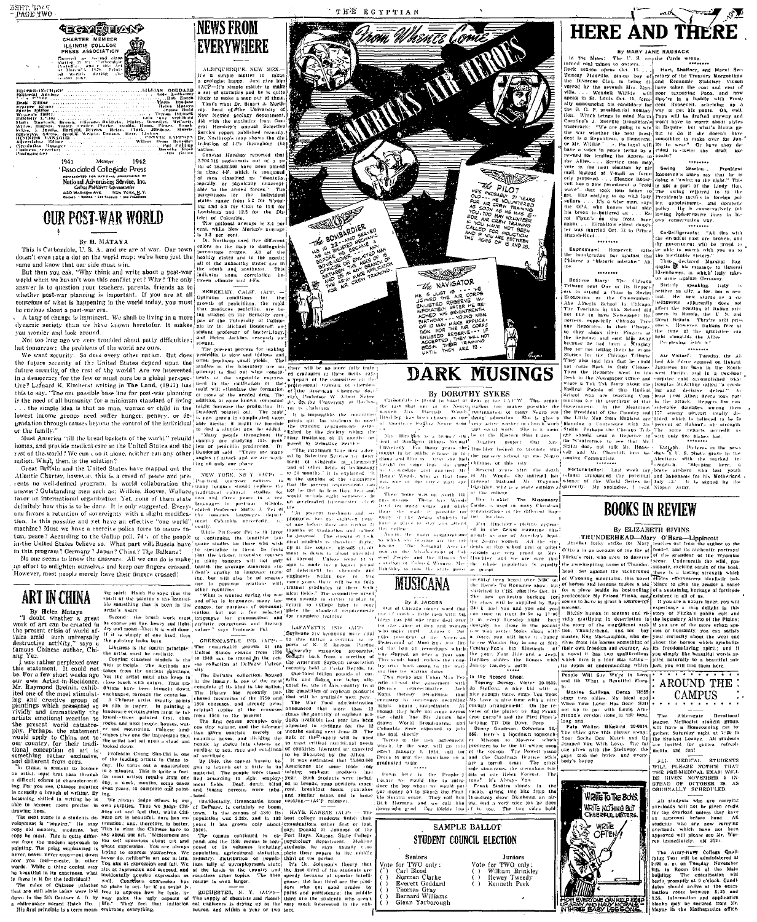# THE EGYPTIAN

CHARTER MEMBER
ILLINOIS COLLEGE PRESS ASSOCIATION

1941 Member 1942
**Associated Collegiate Press**

REPRESENTED FOR NATIONAL ADVERTISING BY
**National Advertising Service, Inc.**
College Publishers Representative
420 MADISON AVE. NEW YORK, N.Y.
CHICAGO · BOSTON · LOS ANGELES · SAN FRANCISCO

## OUR POST-WAR WORLD

By H. MATAYA

This is Carbondale, U. S. A., and we are at war. Our town doesn't even rate a dot on the world map; we're here just the same and know that our side must win.

But then you ask, "Why think and write about a post-war world when we haven't won this conflict yet? Why? The only answer is to question your teachers, parents, friends as to whether post-war planning is important. If you are at all conscious of what is happening in the world today, you must be curious about a post-war era.

A tang of change is imminent. We shall be living in a more dynamic society than we have known heretofore. It makes you wonder and look around.

Not too long ago we were troubled about petty difficulties; but tomorrow; the problems of the world are ours.

We want security. So does every other nation. But does the future security of the United States depend upon the future security of the rest of the world? Are we interested in a democracy for the few or must ours be a global perspective? Leonard K. Elmhurst writing in The Land, (1941) has this to say, "The one possible base line for post-war planning is the need of all humanity for a minimum standard of living . . . the simple idea is that no man, woman or child in the lowest income groups need suffer hunger, penury, or degradation through causes beyond the control of the individual or the family."

Must America "fill the bread baskets of the world," rebuild homes, and provide medical care in the United States and the rest of the world? We can not do it alone, neither can any other nation. What, then, is the solution?

Great Britain and the United States have mapped out the Atlantic Charter, however, this is a creed of peace and presents no well-defined program. Is world collaboration the answer? Outstanding men such as; Willkie, Hoover, Wallace favor an international organization. Yet, none of them state definitely how this is to be done. It is only suggested. Everyone favors a retention of sovereignty with a slight modification. Is this possible and yet have an effective "one world" machine? Must we have a coercive police force to insure future peace? According to the Gallup poll, 74% of the people in the United States believe so. What part will Russia have in this program? Germany? Japan? China? The Balkans?

No one seems to know the answers. All we can do is make an effort to enlighten ourselves and keep our fingers crossed. However, most people merely have their fingers crossed!

## ART IN CHINA

By Helen Mataya

"I doubt whether a great work of art can be created in the present crisis of world affairs amid such universally destructive activity," says a famous Chinese author, Chiang Yee.

I'm rather perplexed over this statement. It could not be. For a few short weeks ago our own Artist-in-Residence, Mr. Raymond Breinin, exhibited one of the most stimulating and creative group of paintings which presented so vividly and dramatically the artists emotional reaction to the present world catastrophy. Perhaps, the statement would apply to China not to our country, for their traditional conception of art is something rather exclusive, and different from ours.

In China, a student to become an artist, must first pass through a difficult course in character writing. For you see, Chinese painting is actually a branch of writing. By becoming skilled in writing he is able to become more precise in drawing lines.

The next stage in a students development is "copying." He may copy old masters, moderns, but copy he must. This is quite different from the modern approach to painting. The point emphasized is never, never, never copy—put down how you feel—create. In other words. While a thing copied may be beautiful in its exactness, what is there in it for the individual?

The rules of Chinese painting that are still alive today were laid down in the 5th Century A. D. by a landscape painter named Hsieh Ho. His first principle is a term meaning spirit. Hsieh Ho says that the spirit of the painting is the innermost life something that is born in the artist's heart.

Second . . . the brush work must be coarse yet fine, heavy and light, dry and moist—then it is well done. If it is simply of one kind, then the painting looks bare.

Likeness is the fourth principle of the artist must be realistic.

Copying classical models is the fifth principle. The methods are taken from the ancient paintings but the artist must also keep in close touch with nature. Thus traditions have been brought down unchanged through the centuries.

A Chinese artist usually paints on silk or paper. In painting a landscape certain rules must be followed—trees painted first, then rocks, and next people, houses, water and mountains. Chinese landscapes give one the impression that the artist had sat upon a cloud and looked down.

Professor Chang Shu-Chi is one of the leading artists in China today. He turns out a masterpiece in 3 minutes. This is quite a feat. His most recent artistic results from one day, a week, months, some cases even years to complete one painting.

We always judge others by our own abilities. Thus we judge Chinese art and feel that, while Chinese art is beautiful, ours has expression; and, therefore, is better. This is what the Chinese have to say about our art. "Westerners are too self conscious about art and about expression. You are always trying to express yourselves. We never do. You aim at expression and fail. We aim at expression and succeed and incidentally acquire expression as well. Conscious expression has no place in art; for if an artist is free to express how he feels, he may paint the ugly aspects of life." They feel that imitation embraces everything.

## NEWS FROM EVERYWHERE

ALBUQUERQUE, NEW MEX.—(ACP)—It's a simple matter to make a geologist happy. Just give him a set of statistics and he is quite likely to make a map out of them.

That's what Dr. Stuart A. Northrop, head of the University of New Mexico geology department, did with the statistics from General Hershey's annual Selective Service report published recently. Dr. Northrop's map shows the distribution of 4-Fs throughout the nation.

General Hershey reported that 2,500,115 registrants out of a total of 16,532,900 have been placed in class 4-F, which is composed of men classified as "mentally, morally, or physically unacceptable to the armed forces." The percentages for individual states range from 5.2 for Wyoming and 5.6 for Utah to 11.6 for Louisiana and 12.5 for the District of Columbia.

The national average is 8.4 per cent, while New Mexico's average is 9.2 per cent.

Dr. Northrop used five different colors on the map to distinguish percentage ranges. All of the healthy states are in the north; all of the unhealthy states are in the south and southeast. This indicates some correlation between climate and 4-Fs.

BERKELEY, CALIF. (ACP). — Optimum conditions for the growth of penicillium, the mold that produces penicillin, are being studied on the Berkeley campus of the University of California by Dr. Michael Doudoroff, assistant professor of bacteriology, and Helen Jackins, research assistant.

The present process for making penicillin is slow and tedious and often produces small yields. The studies in the laboratory are an attempt to find out what conditions of the vegetative environment used in the cultivation of the mold will stimulate the formation of more of the needed drug. The addition of some known compound might increase the production, Dr. Doudoroff pointed out. The mold is now grown in complicated vegetable media; it might be possible to find a simpler one he added.

"Many people throughout the country are studying this problem of penicillin production. Dr. Doudoroff said. "There are many angles of attack and we are working on only one phase."

NEW YORK, N.Y. (ACP) — Post-war courses in many languages should replace the traditional cultural studies in languages in post-war schools, stated Professor Mario A. Pei of the romance languages department, Columbia university, recently.

While Professor Pei is in favor of continuing the traditional language studies for those who wish to specialize in them, he feels that the briefer intensive courses in many tongues will not only banish the average American student's apathy to language training, but will also be of greater use in post-war relations with other countries.

"What is wanted during the war and after is languages, many languages, for purposes of communication, but not a few selected languages for grammatical and stylistic correctness and literary values," says Professor Pei.

GREENCASTLE, IND. (ACP) — The remarkable growth of the United States census from 1790 to 1940, can be traced in the census collection at DePauw University.

The DePauw collection, housed in the library, is one of the most complete of its kind in the nation. The library has recently purchased incunabula of the 1790 and 1800 censuses, and already owns original copies of the censuses from 1810 to the present.

The first census provides only one tiny volume, and the information given consists merely of counting noses and dividing the people by states into classes according to sex, race and condition of servitude.

By 1840, the census bureau began to branch out a little in its material. The people were classified according to eight employment fields. Deaf, dumb, blind and insane persons were tabulated.

(Incidentally, Greencastle, home of DePauw, certainly no boom town. In the census of 1840 its population was 2,255, and in 103 years it has grown only about 2,500.)

The census continued to expand and the 1880 census is composed of 28 volumes including population, agricultural statistics, industry, distribution of population, tally of unemployment, size of the lands in the country and other topics. The 1940 census is even larger.

ROCHESTER, N. Y. (ACP) — The supply of chemists and chemical engineers is drying up at the source, and within a year or two there will be no more fully trained graduates in these fields, according to a report of the committee on the professional training of chemists of the American Chemical Society. Professor W. Albert Noyes Jr. of the University of Rochester is chairman.

It is impossible, the committee points out, for students to meet the training requirements established by the society under the time limitation of 24 months imposed by Selective Service.

"The maximum time now allowed by Selective Service for deferment of students of chemistry and of other fields of technology is 24 months," it is explained. "It is the opinion of the committee that the present requirements cannot be met in less than two years and would include an accelerated program."

LAFAYETTE, IND. (ACP) — Soybeans are becoming more vital to this nation's economy, the report of K. E. Beeson, Purdue University extension agronomist, brought back from a meeting of the American Soybean association recently held at Cedar Rapids, Ia.

One-third billion pounds of soy grits and flakes are being allocated for use in this country to improve the qualities of soybean products that will be available next year. The War Food administration announced that more than 13 times the quantity of soybean products available last year has been allocated to civilians for the 12 months ending next June 30. The bulk of this supply will be used to meet critical nutritional needs of countries liberated or expected to be liberated by the Allies.

It was estimated that 75,000,000 Americans ate some foods containing soybean products last year. Such products were included in breads, soup powders, macaroni, breakfast foods, pancake and similar mixes and in home cooking.—(ACP release)

HAYS, KANSAS (ACP) — The best college students finish their examinations either first or last, says Donald M. Johnson of the Fort Hays Kansas State College psychology department. Mediocre students, he says, usually complete their papers in the middle third of the period.

It's Dr. Johnson's theory that the first third of the students are speedy because of superior intelligence; the last third are the plodders who get good grades by pains and persistence; the middle third are the students who aren't very much interested in the subject.

## From Whence Come America's Air Heroes

**THE BOMBARDIER** — He is 22—and served before he became a bombardier. Enlisted man before becoming officer or enlisted man between ages of 18 and 26 in any branch of the army may apply for air crew training.

**THE PILOT** — He's probably 21 years old. He volunteered as soon as he was 18. You too may volunteer for air crew training if you have not been called for induction and are between the ages of 18 and 26.

**THE NAVIGATOR** — He is just 19 — he joined the Air Corps Enlisted Reserve immediately after he reached his seventeenth birthday. Young men of 17 may make application for the Air Corps Enlisted Reserve — if accepted they will not begin their training until they are 18.

## DARK MUSINGS

By DOROTHY SYKES

Carbondale is proud to boast of the fact that one of its Negro citizens, Miss Hannah Woods Hinckley, has been chosen as one of America's leading Negro social workers.

Miss Hinckley is a former student of Southern Illinois Normal University. For many years she taught in the public schools in Cairo and Illinois. After she had taught for some time she came back to Carbondale.

## MUSICANA

By J. JACOBS

In the Record Shop: Tommy Dorsey, Victor 20-1539 ... Maxine Sullivan, Decca 18555 ... Fats Waller, Bluebird 30-0814 ... Benny Goodman, Columbia ... Frank Sinatra shines in the vocals ... People Will Say We're in Love and Oh, What a Beautiful Morning.

## SAMPLE BALLOT
### STUDENT COUNCIL ELECTION

**Seniors**
Vote for TWO only:
( ) Carl Blood
( ) Norman Clarke
( ) Everett Goddard
( ) Thomas Gray
( ) Bernard Williams
( ) Glenn Yarborough

**Juniors**
Vote for TWO only:
( ) William Brinkley
( ) Hewey Tweedy
( ) Kenneth Peek

## HERE AND THERE

By MARY JANE RAUBACH

In the News: The U. S. returned coal mines to owners. . . . Duck season opens Oct. 15. . . . Wendell Willkie will speak in St. Louis Oct. 15, formally announcing his candidacy for the G. O. P. presidential nomination.

Hart, Shaffner, and Marx: Secretary of the Treasury Morgenthau and Economic Stabilizer Vinson have taken the coat and vest of poor taxpaying Papa, and now they're in a huddle with President Roosevelt, scheming up a way to get his pants. Oh, well, Papa will be drafted anyway and won't have to worry about styles in Esquire.

Euphemism: Roosevelt calls the inauguration against the Chinese a "historic mistake."

Bedtime Story: The Chicago Tribune sent one of its Reporters to attend a Class in Soviet Economics at the Communist Abe Lincoln School in Chicago.

Fortune-teller: Last week my column announced the potential winner of the World Series incorrectly. My apologies. I read the Cards wrong.

Swing Session: President Roosevelt's aides say that he is doing a "swing to the right." This is not a part of the Lindy Hop. The swing referred to is the President's tactics in foreign policy, appointments, and domestic policy. He is conservatively following Rightists here in his own conservative way.

Co-Belligerents: "All ties with the steadfast must be broken, and thy government will be proud to be able to march with you on to the inevitable victory." Thus declared Marshal Badoglio in his message to General Eisenhower, in which Italy takes up arms against Germany.

Strictly speaking, Italy is neither an ally, a foe, nor a neutral. Her new status as a co-belligerent apparently does not alter the position of Italian prisoners in Russia, the U. S. and Great Britain. They're still prisoners. However, Italians free at the time of the armistice can fight alongside the Allies. Perplexing, isn't it?

Air Victor?: Tuesday, the Allied Air Force zoomed on Rabaul Japanese air base in the Southwest Pacific and in a two-hour surprise raid accomplished what Douglas MacArthur called "a crushing and decisive defeat." At least 2,000 Allied flyers took part in the attack. Reports list considerable damages among them 177 enemy aircraft totally destroyed. This is believed to be 10 percent of Rabaul's air strength. The same reports accredit us with only five planes lost.

Epitaph: Pictures in the news show U. S. pilot's grave in the Aleutians with the marked inscription "Sleeping here, a brave air-hero who lost youth and happiness for his Netherland. July 1942." It is signed by the Nippon Army.

## BOOKS IN REVIEW

By ELIZABETH BIVINS

**THUNDERHEAD—Mary O'Hara—Lippincott**

Another lucky strike for Mary O'Hara is the sequel to the life of Flicka's colt, who grew to deserve the awe-inspiring name of Thunderhead. Set against the background of Wyoming mountains, this novel of horses and humans makes a bid for a place beside its best-selling predecessor My Friend Flicka, and seems to have as great a chance for success.

Richly human in content and vividly gratifying in descriptions is the story of the magnificent stallion Thunderhead, and his boy master, Ken McLaughlin, who derive from their horses something of their own freedom and courage. As a novel it has two qualifications for a four star rating—its depth of understanding which reaches out from the author to the reader and her earthy portrayal of the grandeur of the Wyoming scene. Underneath the wild, passionate, exciting scope of the book there is a lasting strength which defies effervescent identifiable bubbles to give the reader a sense of a sustaining heritage of fortitude existent in all of us.

If you are a nature lover, you will experience a rare delight in this story of Flicka's goblin colt and the legendary Albino of the Plains. If you are of the more urban species of humanity, you can satisfy your curiosity about the west and about the horses which symbolize its freedom-loving spirit; and if you simply like beautiful words applied adroitly to a beautiful subject, you will find them here.

## AROUND THE CAMPUS

The Aldersgate Devotional Methodist student group, will have a Homecoming get together, Saturday night at 7:30 in the Student Lounge. All students are invited for games, refreshments, and fun!

ALL MEDICAL STUDENTS WILL PLEASE NOTICE THAT THE PRE-MEDICAL EXAM WILL BE GIVEN NOVEMBER 5 INSTEAD OF OCTOBER 29, AS ORIGINALLY SCHEDULED.

All students who are carrying overloads will not be given credit for the overload unless they have an approval before hand. All students who are now carrying overloads which have not been approved will please see Mr. Warren immediately. (M 212)

The Army-Navy College Qualifying Test will be administered at 9:00 a.m. on Tuesday, November 9, in Room 314 of the Main building. The examination will begin promptly at 9 o'clock. Candidates should arrive at the examination room between 8:45 and 8:55. Information and application blanks may be secured from Dr. Mayor in the Mathematics office.

WRITE TO THE BOYS. WRITE NOTHING BUT CHEERFUL LETTERS. WRITE OFTEN!
HOW EVERYONE CAN HELP KEEP UP ARMY AND NAVY MORALE IN THESE EASY LESSONS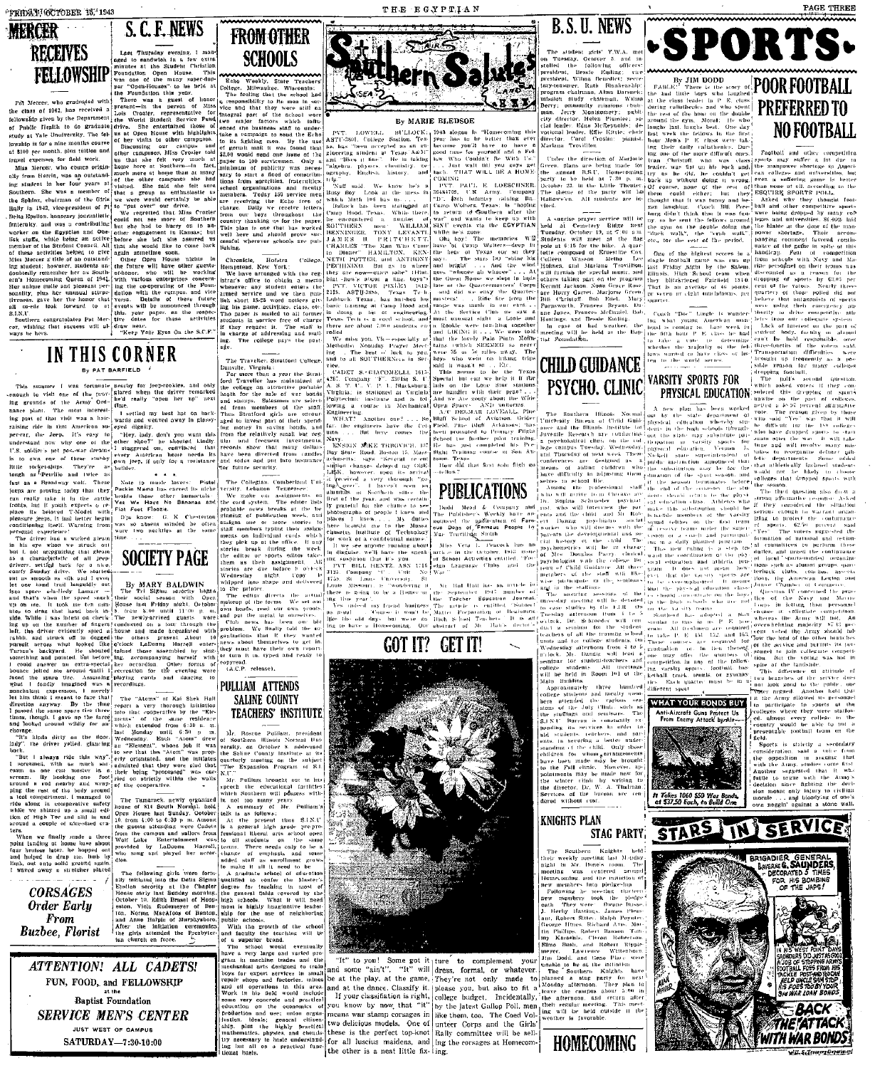# MERCER RECEIVES FELLOWSHIP

Pat Mercer, who graduated with the class of 1942, has received a fellowship given by the Department of Public Health to do graduate study at Yale University. The fellowship is for a nine months course at $100 per month, plus tuition and travel expenses for field work.

Miss Mercer, who comes originally from Herrin, was an outstanding student in her four years at Southern. She was a member of the Sphinx, chairman of the Girls Rally in 1942, vice-president of Pi Delta Epsilon, honorary journalistic fraternity, and was a contributing worker on the Egyptian and Obelisk staffs, while being an active member of the Student Council. All of these activities helped to give Miss Mercer a title of an outstanding student; however, students undoubtedly remember her as Southern's Homecoming Queen of 1942. Her unique smile and pleasant personality, plus her unusual attractiveness, gave her the honor that all co-eds look forward to at S.I.N.U.

Southern congratulates Pat Mercer, wishing that success will always be hers.

# S. C. F. NEWS

Last Thursday evening, I managed to sandwich in a few extra minutes at the Student Christian Foundation Open House. This was one of the many super-duper "Open-Houses" to be held at the Foundation this year.

There was a guest of honor present—in the person of Miss Lois Crozier, representative for the World Student Service Fund of the United States. She entertained those of us at Open House with highlights of her visits to other campuses. Discussing our campus and other campuses, Miss Crozier told us that she felt very much at home here at Southern—in fact, much more at home than at many of the other campuses she had visited. She said she felt sure that a group as enthusiastic as we were would certainly be able to "put over" our drive.

We regretted that Miss Crozier could not see more of Southern but she had to hurry on to another engagement in Kansas; but before she left she assured us that she would like to come back again sometime soon.

Other Open House nights in the future will have other guests-of-honor, who will be working with various enterprises concerning the cooperation of the Foundation with the campus, and vice versa. Details of these future guests will be announced through this, your paper, as the respective dates for these activities draw near.

"Keep Your Eyes On the S.C.F."

# IN THIS CORNER

By PAT BARFIELD

This summer I was fortunate enough to visit one of the proving grounds of the Army Ordnance plant. The most interesting part of that visit was a hair raising ride in that American super-car, the jeep. It's easy to understand now why one of the U.S. soldier's pet post-war dreams is to own one of these sturdy little jack-rabbits. They're as tough as Pearlie and twice as fast as a Broadway wolf. These jeeps are proving today that they can really take it on the battle fronts, but if youth expects to replace its beloved T-Model with pleasure jeeps, it had better begin conditioning itself. Warning from personal experience!

The driver had a wicked gleam in his eye when we started out but I, not recognizing that gleam as a characteristic of all jeep drivers, settled back for a nice comfy Sunday drive. We started out as smooth as silk and I even let one hand trail languidly out into space ala-Hedy Lamarr . . . and that's when the speed knack up on me. It took me ten minutes to get my breath and my inside. While I was still out checking up on the number of fingers left, the driver evidently spied a rabbit and struck off in dogged pursuit across what looked like Tarzan's backyard. He shouted something and pointed, but before I could answer an extra-special bounce jolted me around until I faced the same tree. Assuming that I fondly imagined was a nonchalant expression, I merely let him think I meant to face that direction anyway. By the time I passed the same spruce five times though, I gave up the farce and hooked around wildly for anchorage.

"It's kinda ditty on the floor, lady," the driver yelled, glancing back.

"But I always ride this way!" I screamed, with as much sarcasm as one can muster in a scream. By looking my feet around a rod nearby and wrapping the rest of the body around a load of equipment, I managed to ride along in comparative safety while we whizzed on a small edition of High Tor and slid to and around a couple of six-sized craters.

When we finally made a three point landing at home base about four bruises later, he hopped out and helped me drag me limb by limb, out onto solid ground again. I waved away a stretcher placed nearby for jeep-rookies, and only glared when the driver remarked he'd really "open her up" next time.

I settled my best hat on backwards and and weaved away in sleepy-eyed dignity.

"Hey, lady, don't you want this other shoe?" he shouted kindly. I staggered on, convinced that every American home needs its own jeep, if only for a resistance builder.

\* \* \*

Note to muscle lovers: Pistol Packin Mama has carved its niche beside those other immortals—Yes We Have No Bananas and Flat Foot Floozie.

D'ja know . . . G. K. Chesterton was so absent minded he often wore two neckties at the same time . . .

*CORSAGES*
*Order Early*
*From*
*Buzbee, Florist*

**ATTENTION! ALL CADETS!**
**FUN, FOOD, and FELLOWSHIP**
at the
Baptist Foundation
**SERVICE MEN'S CENTER**
JUST WEST OF CAMPUS
**SATURDAY—7:30-10:00**

# FROM OTHER SCHOOLS

Echo Weekly, State Teachers College, Milwaukee, Wisconsin: The feeling that the school had a responsibility to its men in service and that they were still an integral part of the school were two major factors which influenced the editorial staff of the Echo and the business staff to undertake a campaign to send the Echo to its fighting men. By the use of a permit and a fund of $2.00 would send one issue of the paper to 100 servicemen. Only a minimum of publicity was necessary to start a flood of contributions from sororities, fraternities, school organizations and faculty members. Today 150 service men are receiving the Echo free of charge. Daily we receive letters from our boys throughout the country thanking us for the paper. This plan is one that has worked well here and should prove successful wherever schools are publishing.

Chronicle, Hofstra College, Hempstead, New York: We have arranged with the registrar's office to obtain a memo whenever any student enters the armed service and we then publish short 15-25 word notices giving his name, address, class, etc. The paper is mailed to all former students in service free of charge if they request it. The staff is in charge of addressing and mailing. The college pays the postage.

The Traveller, Stratford College, Danville, Virginia: For more than a year the Stratford Traveller has maintained at the college an attractive portable booth for the sale of war bonds and stamps. Salesmen are selected from members of the staff. Thus Stratford girls are encouraged to invest part of their spending money in saving bonds and from the relatively small but regular and frequent investments, records show that many dollars have been diverted from candies and sodas and put into insurance for future security.

The Collegian, Cumberland University, Lebanon, Tennessee: We make use of the journalism class in our news coverage. We use the card system. The editor lists probable news breaks at the beginning of each week and assigns one or more stories to staff members typing their assignments on individual cards which they pick up at the office. If any stories break during the week, the editor or sports editor takes them as their assignment. All stories are due before 5 o'clock Wednesday night. Copy is whipped into shape and delivered to the printer.

The editor directs the actual make-up of the forms. We set our own heads, read our own proofs and put the metal in our own forms. Club news has been our big problem. We finally told the organizations that if they wanted news about themselves to get in they must have their own reporters turn it in typed and ready to copyread.

(A.C.P. release).

## PULLIAM ATTENDS SALINE COUNTY TEACHERS' INSTITUTE

Mr. Roscoe Pulliam, president of Southern Illinois Normal University, on October 8, addressed the Saline County Institute at its quarterly meeting on the subject, "The Expansion Program of S.I.N.U."

Mr. Pulliam brought out in his speech the educational facilities which Southern will possess within not too many years.

A summary of Mr. Pulliam's talk is as follows:

At the present time S.I.N.U. is a general high grade pre-professional liberal arts school open to all students on the same terms. There needs only to be a change of emphasis, and some added staff as enrollment grows, to make it all it need to be.

A graduate school of education qualified to confer the Master's Degree for teaching, in most of the general fields covered by the high schools. What it will need most is highly imaginative leadership for the use of neighboring public schools.

With the growth of the school and faculty the teaching will be of a superior brand.

The school would eventually have a very large and varied program in machine trades and the mechanical arts designed to train boys for expert services in small repair shops and factories, mines and oil operations in this area. Work in the field would include some very concrete and practical education on the economics of production and use, some organization ideals, general citizenship, plus the highly practical mathematics, physics, and chemistry necessary to basic understanding but all on a practical functional basis.

# SOCIETY PAGE

By MARY BALDWIN

The Tri Sigma sorority began their social season with an Open House last Friday night, October 8, from 8:00 until 11:00 p.m. The newly-arrived guests were conducted on a tour through the house and made acquainted with the others present. About 10 o'clock LaDonna Harrell entertained those assembled by singing, accompanying herself on the accordion. Other forms of recreation for the evening were playing cards and dancing to recordings.

The "Atoms" of Kai Shek Hall report a very thorough initiation into that cooperative by the "Elements" of the same residence which extended from 6:30 p.m. last Monday until 6:30 p.m. Wednesday. Each "Atom" drew an "Element" whose job it was to see that the "Atom" was properly originated, and the initiates admitted that they were glad that their being "processed" was carried on strictly within the walls of the cooperative.

The Tamarack, newly organized house at 814 South Normal, held Open House last Sunday, October 10 from 4:00 to 6:30 p.m. Among the guests present were pre-professional from the campus and sailors from Wolf Lake. Entertainment was provided by LaDonna Harrell, who sang and played her accordion.

The following girls were formally initiated into the Delta Sigma Epsilon sorority at the Chapter House early last Sunday morning, October 10: Edith Brasel of Houston, Viola Endemeyer of Benton, Norma Macafoos of Benton, and Anne Halpin of Murphysboro. After the initiation ceremonies, the girls attended the Presbyterian church en force.

# Southern Salutes

By MARIE BLEDSOE

PVT. LOWELL BULLOCK, ASTU-3801, College Station, Texas has "been accepted as an engineering student at Texas A&M" and "likes it fine." He is taking calculus, physics, chemistry, geography, English, history, and "P.T."

"Naff said. We know he's a Busy Boy. Look at the mess in which Math 106 has us. . . .

Deloss had been stationed at Camp Hood, Texas. While there, he encountered a number of SOUTHERN men: WILLIAM HENNINGER, TONY LEVANTI, JAMES H. PRITCHETT, CHARLES "The Man Who Came to Dinner" HAMILTON, KENNETH POTTER, and ANTHONY PECHINIO. But go to where they are now—quite safe! (Haha! —how's about a line, boys?) PVT. VICTOR PIXLEY, 912-2128, ASTU 3895, Texas Tech, Lubbock, Texas, has finished his basic training at Camp Hood and is doing a bit of engineering. Texas Tech is a good school, and there are about 2000 students enrolled.

We miss you, Vic—especially at Methodist Sunday Prayer Meeting. The best of luck to you, and to all SOUTHERNers in Service.

CADET S. GIACOMELLI, 1614207, Company "F," 3301st S. U., A. S. T. P., V. P. I., Blacksburg, Virginia, is stationed at Virginia Polytechnic Institute and is following a course in Mechanical Engineering.

WHAT? Another one? . . . So the engineers have the Collegians. But here comes the Navy.

ENSIGN MIKE TIBROVICH, 187 Bay State Road, Boston 15, Massachusetts, says "Several recent college changes delayed my CHEEK, however, upon its arrival I received a very thorough 'going-over' . . . I haven't seen any alumni of Southern since the first of the year, and was certainly grateful for the chatter in the photographs of people I knew and places I know . . . My duties here include one to the Massachusetts Institute of Technology for work of a confidential nature.

"If we see anyone running about in disguise, we'll have the sneaking suspicion that it's you.

PVT. BILL HENTZ, ASN 1611-3125, Company "C," Unit No. 4759, St. Louis University, St. Louis, Missouri, is wondering if there is going to be a Homecoming this year.

Yes, indeed my friend business. We are in business, it'll be held as usual.

Could it, Chuck? . . . Some were like the old days but we're going to have a Homecoming. Our 1943 slogan is "Homecoming this year, has to be better than ever because you'll have to have a good time for yourself and a Fella who couldn't be with us. . . . Just wait till you guys get back. THAT WILL BE A HOMECOMING."

PVT. PAUL E. LOESCHER, 36484708, U.S. Army, Company "D," 28th Infantry training Bn, Camp Wolters, Texas, is "hoping to return to Southern after the war" and wants to keep up with SINU events via the EGYPTIAN while he's gone.

Oh, boy! The memories WE have of Camp Wolters—deep in the heart of Texas for so they say. The stars DO shine big and bright . . . And the wind goes "whoo-o-ah whooee" . . . At the Guest House we slept in the home of one of the Quarter-masters' Corps, and did we enjoy the long hikes over the hills . . . The range was much in our ears . . . At the Service Club we saw a most unusual sight—a Lone Rookie was kneeling together and LIKING IT. . . . We were told that the lovely Palo Pinto Mountains (which SEEMED so near) were 35 or 50 miles away. The boys who went on hiking trips said it wasn't so . . . Etc.

This seems to be the Texas Special but can't we help it if the air on the Texas army stations are handier with their pens? . . . And we are sorry about the Wild Open Spaces . . . AND uniforms.

A/C DELMAR LOVEALL, Pine Bluff School of Aviation, Grider Field, Pine Bluff, Arkansas, has been promoted to Primary Flight School for further pilot training. He has just completed his Preflight Training course at San Antonio, Texas.

How did that first solo flight go—fellow?

"It" to you! Some got it and some "ain't". "It" will be at the play, at the game, and at the dance. Classify it. If your classification is right, you know by now that "It" means war stamp corsages in two delicious models. One of these is the perfect top-knot for all luscious maidens, and the other is a neat little fixture to complement your dress, formal, or whatever. They're not only made to please you, but also to fit a college budget. Incidentally, by the latest Gallup Poll, men like them, too. The Coed Volunteer Corps and the Girls' Rally committee will be selling the corsages at Homecoming.

# PUBLICATIONS

Dodd, Mead & Company and The Publishers' Weekly have announced the publication of Famous Dogs of Famous People by War Trauting Smith.

Miss Vera L. Peacock has an article in the October 1943 issue of School Activities entitled "Foreign Language Clubs and the War."

Mr. Hal Hall has an article in the September 1943 number of The Teacher Education Journal. The article is entitled "Subject Matter Preparation of Beginning High School Teachers." It is an abstract of Mr. Hall's doctor's thesis.

# GOT IT? GET IT!

# B.S.U. NEWS

The student girls' Y.W.A. met on Tuesday, October 5 and installed the following officers: president, Bessie Ensling; vice president, Wilma Beaudoin; secretary-treasurer, Ruth Blankenship; program chairman, Alma Dietzenbe; mission study chairman, Wilma Berry; community missions chairman, Jerry Montgomery; publicity director, Helen Plumlee; social leader, Edna McReynolds; devotional leader, Effie Kittle; choir director, Carol Crosby; pianist, Marlena Troutillon.

Under the direction of Marjorie Green, plans are being made for the annual B.S.U. Homecoming party to be held at 7:30 p.m. October 23 in the Little Theater. The theme of the party will be Hallowe'en. All students are invited.

A sunrise prayer service will be held at Cemetery Ridge next Tuesday, October 19, at 6:00 a.m. Students will meet at the Baptist Foundation at 6:15 for the hike. A quartette composed of Ernestine Cox, Colleen Weeman, Aletha Lee Holmes, and Marlena Troutillon will furnish the special music, and others taking part on the program are Lucile Jackson, Jane Grace Rose, Harry Garrett, Marjorie Green, Bill Christoff, Bob Hall, Mary Paraeovich, Frances Bryant, Dianne Jones, Frances McDaniel, Bob Hastings, and Bessie Ensling.

In case of bad weather the meeting will be held at the Baptist Foundation.

# CHILD GUIDANCE PSYCHO. CLINIC

The Southern Illinois Normal University Bureau of Child Guidance and the Illinois Institute for Juvenile Research are conducting a psychological clinic on the college campus Tuesday, Wednesday, and Thursday of next week. These conferences are designed as a means of aiding children who have difficulty in adjusting themselves to school life.

Among the professional staff who will arrive from Chicago are Dr. Sophia Schroeder, psychiatrist, who will interview the parents and the child, and Mr. Robert Dennis, psychiatric social worker who will discuss with the parents the developmental and social history of the child. The psychometrics will be conducted by Mrs. Douglas Perry, clinical psychologist with the college. Dr. Sophia Cooks Lane, Mrs. W. Gilford and members of the staff will likewise participate in the conference and staff meetings.

The morning sessions of the three-day meeting will be devoted to consultations in Room 116 of the Main building. On Tuesday afternoon from 1 to 5 o'clock, Dr. Schroeder will conduct a seminar for the supervising teachers of all the training school units and for college students. On Wednesday afternoon from 4 to 5 o'clock, Dr. Tatum will lead a seminar for student-teachers and college students. All meetings will be held in Room 101 of the Main Building.

Approximately three hundred college students and faculty members attended the various sessions of the July clinic, such as the staffings and seminars. The S.I.N.U. Bureau is constantly expanding its services in order to aid parents, teachers, and parents, in securing a better understanding of the child. Only those children for whom arrangements have been made may be brought to the Fall clinic. However, appointments may be made now for the winter clinic by writing to the director, Dr. W. A. Thalman. Services of the bureau are rendered without cost.

# KNIGHTS PLAN STAG PARTY

The Southern Knights held their weekly meeting last Monday night at Mr. Dodd's room. The meeting was centered around Homecoming and the initiation of new members into pledgeship.

Following the meeting, the thirteen new members took the pledge oath. They were: Eugene Bossert, J. Herby Hastings, James Pleasant, Robert Ritter, Ralph Poynter, George Hines, Richard Ayre, Martin Phillips, Robert Ranson, Tommy Karnstels, Clinton Robertson, Elmo Bush, and Robert Ripplemeyer. Lawrence Wittenborn, Jim Dodd, and Gene Plaz were unable to be at the initiation.

The Southern Knights have planned a stag party for next Monday afternoon. They plan to leave the campus about 5:00 in the afternoon and return after their regular meeting. This meeting will be held outside if the weather is favorable.

# HOMECOMING

# SPORTS

By JIM DODD

FABLE: There is the story of the bad little boys who laughed at the class leader in P.E. class during calisthenics, and who spent the rest of the hour on the double around the gym. Moral: He who laughs last laughs best. One day last week the fellows in the first hour Men's P.E. class were taking their daily calisthenics. During one of the more difficult ones, Ivan Christoff, who was class leader, was flat on his back trying as he did, he couldn't get back up without doing it wrong. Of course, none of the rest of them could either, but they thought that it was funny and began laughing. Coach Bill Freeburg didn't think this is funny, so he sent the fellows around the gym on the double doing the "duck walk," the "crab walk," etc., for the rest of the period.

One of the highest scores in a single football game was run up last Friday night by the Salem, Illinois, High School team when they blitzkrieged Fairfield 110-0. That is an average of 9.2 points scored on eight touchdowns per quarter.

Coach "Doc" Lingle is wondering what young American manhood is coming to. Last week in the fifth hour P.E. class he had to take a vote to determine whether the majority of the fellows wanted to have class or listen to the world series.

## VARSITY SPORTS FOR PHYSICAL EDUCATION

A new plan has been worked out by the state department of physical education whereby students in the high schools throughout the state may substitute participation in varsity sports for physical education. Vernon L. Nickell, state superintendent of public instruction announced that the substitution may be for the duration of the sport season and if the season terminates before the end of the semester, the student should return to the physical education class. Athletes who make this substitution should be handled members of the varsity squad rather than on the first team of reserve teams under the supervision of a coach and participating in a daily planned program.

The new ruling is a step toward the coordination of sports, physical education and athletic programs. It does not mean, however, that the varsity sports are to be overemphasized. It means that the physical education program must carry on to serve the boys in the high schools who are not on the varsity teams.

Southern has adopted a plan similar to this in its P.E. program. All freshmen are required to take P.E. 112, 124 and 162. These courses are required for graduation or in lieu thereof, he may offer five quarters of participation in any of the following varsity sports: football, basketball, track, tennis, or cross-country. Each quarter must be in a different sport.

**WHAT YOUR BONDS BUY**
**Anti-Aircraft Guns Protect Us From Enemy Attack by Air**
It Takes 1060 $50 War Bonds, at $37.50 Each, to Build One

# POOR FOOTBALL PREFERRED TO NO FOOTBALL

Football and other competitive sports may suffer a lot due to the manpower shortage in American colleges and universities, but even a suffering game is better than none at all, according to the ESQUIRE SPORTS POLL.

Asked why they thought football and other competitive sports were being dropped by many colleges and universities, 81.66% laid the blame to the drain of the manpower shortage. Their accompanying comment favored continuance of the game in spite of this handicap. Fear of competition from schools with Navy and Marine personnel on their teams was discounted as a reason for the dropping of sports by 61.8 per cent of the voters. Nearly three-quarters of those polled did not believe that antagonists of sports were using their emergency authority to drive competitive athletics from the collegiate system. And 82% of the faculty members and 85% of those in the student body, faculty or alumni can be held responsible over three-quarters of the voters said. Transportation difficulties were brought up frequently as a possible reason for many colleges dropping football.

The poll's second question also found a majority of the voters in disagreement over whether the Army is unwise in prohibiting its trainees to compete in intercollegiate sports. The reason given by those who said "Yes" was that it will be difficult for the 166 colleges who have dropped sports to start again after the war is over. Many Army and Navy trainees like teams and still claim it to be a mistake on the part of the Army to eliminate them from competitive sports. In spite of the fact that athletically inclined students would not be likely to choose colleges that dropped sports with the season.

The third question also drew a strong affirmative response. Asked if they consider the situation serious enough to warrant attention directed to improving the continuance of sports, 65% percent said "Yes". The voters suggested the formation of national and regional committees to perform these duties, and urged the continuance of local "sportsminded" organizations such as alumni groups, interclub clubs, coaches associations, the American Legion and similar groups.

Question IV concerned the practice of the Navy and Marine Corps in letting their personnel engage in collegiate competition, whereas the Army will not. An overwhelming majority of 65 percent voted the Army should follow the lead of the other branches of the service and allow its personnel to join in collegiate competition. But the voting was not in harmony in the replies.

This difference of attitude of two branches of the service does not look good to the public, one voter argued. Another held that if the Army allowed its personnel to participate in sports at the colleges where they were stationed, almost every college in the country would be able to put a presentable football team on the field.

Sports is strictly a secondary consideration, said a voice from the opposition in arguing that the Army should take note of the Army students come first. Another suggested that it was futile to argue with the Army's decision since fighting the decision meant only injury to civilian morale . . . and bloodying of one's own noggin' against a stone wall.

**STARS IN SERVICE**

BRIGADIER GENERAL DARCY G. SAUNDERS, DECORATED 5 TIMES FOR HIS BOMBING OF THE JAPS!

IN HIS WEST POINT DAYS SAUNDERS DID JUST AS GOOD A JOB OF STOPPING ARMY'S FOOTBALL FOES FROM HIS TACKLE POST—AND NOW HELP UNCLE SAM STOP HIS FOES TODAY BY YOUR 3rd WAR LOAN BONDS

**BACK THE ATTACK WITH WAR BONDS!**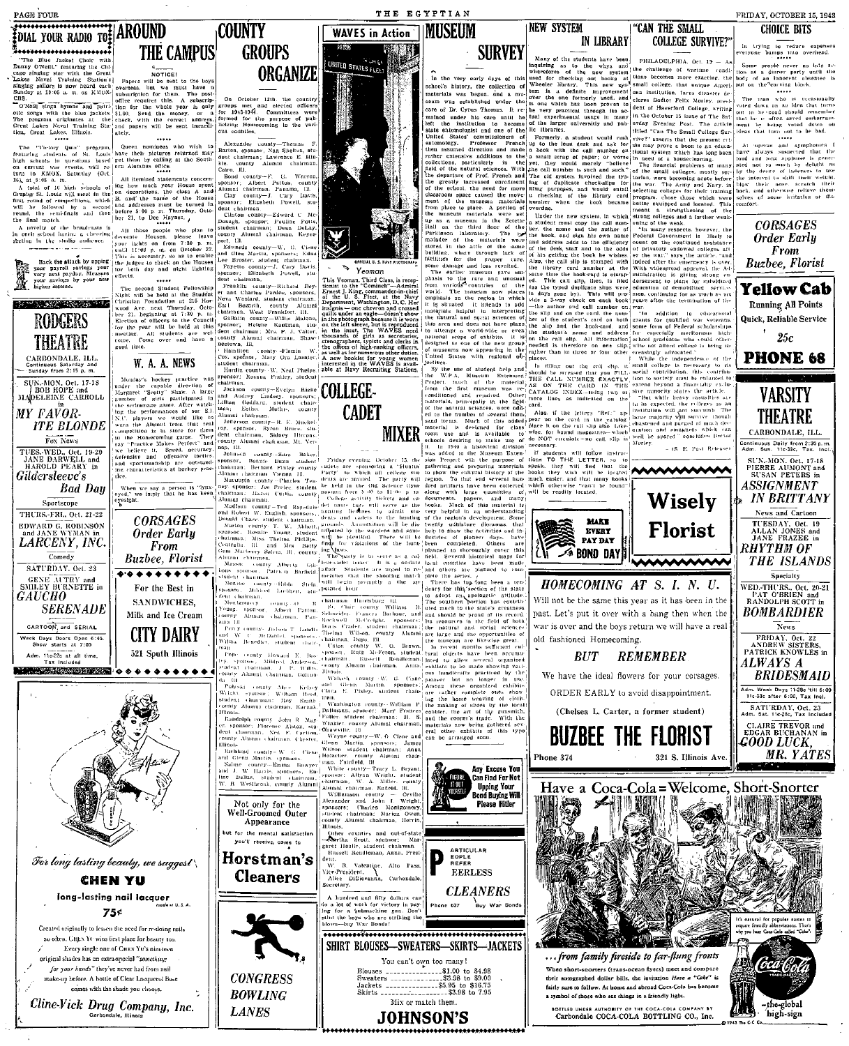## DIAL YOUR RADIO TO

"The Blue Jacket Choir with Danny O'Neill" featuring the Chicago singing star with the Great Lakes Naval Training Station's singing sailors is now heard each Sunday at 10:00 a. m. on KMOX-CBS.

O'Neill sings hymns and patriotic songs with the blue jackets. The program originates at the Great Lakes Naval Training Station, Great Lakes, Illinois.

\*\*\*\*\*

The "Victory Quiz" program, featuring students of St. Louis high schools in questions based on current war events, will return to KMOX, Saturday (Oct. 16), at 3:05 p. m.

A total of 16 high schools of Greater St. Louis will meet in the first round of competitions, which will be followed by a second round, the semi-finals and then the final match.

A novelty of the broadcasts is in each school having a cheering section in the studio audience.

Back the attack by upping your payroll savings your very next payday. Measure your savings by your new higher income.

## RODGERS THEATRE

CARBONDALE, ILL.
Continuous Saturday and Sunday from 2:15 p. m.

SUN.-MON. Oct. 17-18
BOB HOPE and
MADELEINE CARROLL
in
*MY FAVORITE BLONDE*
Fox News

TUES.-WED., Oct. 19-20
JANE DARWELL and
HAROLD PEARY in
*Gildersleeve's Bad Day*
Sportscope

THURS.-FRI., Oct. 21-22
EDWARD G. ROBINSON and JANE WYMAN in
*LARCENY, INC.*
Comedy

SATURDAY, Oct. 23
GENE AUTRY and
SMILEY BURNETTE in
*GAUCHO SERENADE*
CARTOON and SERIAL

Week Days Doors Open 6:45. Show starts at 7:00
Adm. 11c-22c at all time, Tax Included

*For long lasting beauty, we suggest*

**CHEN YU**
long-lasting nail lacquer
made in U.S.A.
75¢

Created originally to lessen the need for re-doing nails so often, CHEN YU wins first place for beauty too. Every single one of CHEN YU's nineteen original shades has an extraspecial "*something for your hands*" they've never had from nail make-up before. A bottle of Clear Lacquered Base comes with the shade you choose.

*Cline-Vick Drug Company, Inc.*
Carbondale, Illinois

## AROUND THE CAMPUS

NOTICE!

Papers will be sent to the boys overseas, but we must have a subscription for them. The postoffice requires this. A subscription for the whole year is only $1.00. Send the money, or a check, with the correct address, and papers will be sent immediately.

\*\*\*\*\*

Queen nominees who wish to have their pictures returned may get them by calling at the South ern Alumnus office.

\*\*\*\*\*

All itemized statements concerning how much your House spent on decorations, the class A and B, and the name of the House and addresses must be turned in before 5:00 p. m. Thursday, October 21, to Dee Haynes.

\*\*\*\*\*

All those people who plan to decorate Houses, please leave your lights on from 7:30 p. m. until 11:00 p. m. on October 22. This is necessary, so as to enable the judges to check on the Houses for both day and night lighting effects.

\*\*\*\*\*

The second Student Fellowship Night will be held at the Student Christian Foundation at 215 Harwood Ave. next Thursday, October 21, beginning at 7:30 p. m. Election of officers to the Council for the year will be held at this meeting. All students are welcome. Come over and have a good time.

## W. A. A. NEWS

Monday's hockey practice was under the capable direction of Margaret "Scotty" Shaw. A large number of girls participated in the scrimmage game. After watching the performances of our S.I.N.U. players we would like to warn the Alumni team that real competition is in store for them in the Homecoming game. They say "Practice Makes Perfect" and we believe it. Speed, accuracy, defensive and offensive tactics, and sportsmanship are outstanding characteristics at hockey practice.

When we say a person is "lynx-eyed," we imply that he has keen eyesight.

## CORSAGES Order Early From Buzbee, Florist

For the Best in
SANDWICHES,
Milk and Ice Cream

## CITY DAIRY
521 South Illinois

## COUNTY GROUPS ORGANIZE

On October 12th, the country groups met and elected officers for 1943-1944. Committees were formed for the purpose of publicizing Homecoming in the various counties.

Alexander county—Thomas F. Barton, sponsor; Nan Shelton, student chairman; Lawrence E. Hinkle, county Alumni chairman, Cairo, Ill.

Bond county—F. G. Warren, sponsor; Albert Patton, county Alumni chairman, Panama, Ill.

Clay county—J. Cary Davis, sponsor; Elizabeth Powell, student chairman.

Clinton county—Edward C. McDonagh, sponsor; Pauline Potts, student chairman; Dean DeLay, county Alumni chairman, Keyesport, Ill.

Edwards county—W. G. Cisne and Glen Martin, sponsors; Edna Lee Broster, student chairman.

Fayette county—J. Cary Davis, sponsor; Elizabeth Powell, student chairman.

Franklin county—Richard Beyer and Charles Pardee, sponsors; Neva Woolard, student chairman; Earl Bozarth, county Alumni chairman, West Frankfort, Ill.

Gallatin county—Willis Malone, sponsor; Helene Kaufman, student chairman; Mrs. F. J. Vater, county Alumni chairman, Shawneetown, Ill.

Hamilton county—Flemin W. Cox, sponsor; Mary Ora Lasater, student chairman.

Hardin county—W. Neal Phelps, sponsor; Rosana Finley, student chairman.

Jackson county—Evelyn Bieke and Audrey Lindsey, sponsors; Lillian Goddard, student chairman; Esther Mathis, county Alumni chairman.

Jefferson county—R. E. Muckelroy, sponsor; Byron Brow, student chairman; Sidney Hitrons, county Alumni chairman, Mt. Vernon, Ill.

Johnson county—Sara Baker, sponsor; Bonnie Dean, student chairman; Bernard Finley, county Alumni chairman, Vienna, Ill.

Marquette county—Charles Tenney, sponsor; Joe Pirtle, student chairman; Hazen Curtis, county Alumni chairman.

Madison county—Ted Ragsdale and Robert W. English, sponsors; Donald Chase, student chairman.

Marion county—T. W. Abbott, sponsor; Rosalie Young, student chairman; Miss Thelma Phillips, Centralia, Ill. and Miss Betty Gum, Mulberry Salem, Ill., county Alumni chairmen.

Massac county—Alberta Gibbons, sponsor; Patricia Barfield, student chairman.

Monroe county—Hilda Stein, sponsor; Mildred Liebheit, student chairman.

Montgomery county—O. E. Young, sponsor; Albert Patton, county Alumni chairman, Panama, Ill.

Perry county—Judson T. Landis and Mrs. D. Dahlell, sponsors; Wilma Benedict, student chairman.

Pope county—Howard E. Bosley, sponsor; Mildred Anderson, student chairman; J. P. Willis, county Alumni chairman, Golconda, Ill.

Pulaski county—Alice Kelsey Wright, sponsor; William Reed, student chairman; Roy Smith, county Alumni chairman, Karnak, Illinois.

Randolph county—John R. Mayor, sponsor; Florence Alston, student chairman; Neil F. Carlton, county Alumni chairman, Chester, Illinois.

Richland county—W. G. Cisne and Glenn Martin, sponsors.

Saline county—Emma Bowyer and J. W. Harris, sponsors; Eudine Dallas, student chairman; W. B. Westbrook, county Alumni chairman, Harrisburg, Ill.

St. Clair county—William B. Schneider, Frances Barbour, and Rockwell McCreight, sponsors; Doris Crader, student chairman; Thelma Wilson, county Alumni chairman, Dupo, Ill.

Union county—W. O. Brown, sponsor; Ruth McFeron, student chairman; Russell Rendleman, county Alumni chairman, Anna, Illinois.

Wabash county—W. G. Cisne and Glenn Martin, sponsors; Clara E. Finley, student chairman.

Washington county—William J. DeMasso, sponsor; Mary Frances Faller, student chairman; H. S. Winkler, county Alumni chairman, Okawville, Ill.

Wayne county—W. G. Cisne and Glenn Martin, sponsors; James Wilson, student chairman; Anna Holacher, county Alumni chairman, Fairfield, Ill.

White county—Tracy L. Bryant, sponsor; Allynn Wright, student chairman; W. A. Miller, county Alumni chairman, Enfield, Ill.

Williamson county—Orville Alexander and John I. Wright, sponsors; Charles Montgomery, student chairman; Marion Owen, county Alumni chairman, Herrin, Illinois.

Other counties and out-of-state—Marlla Scott, sponsor; Margaret Hoolle, student chairman; Russell Rendleman, Anna, President.

W. R. Valentine, Alto Pass, Vice-President.

Alice DiGiovanna, Carbondale, Secretary.

Not only for the Well-Groomed Outer Appearance
but for the mental satisfaction you'll receive, come to

## Horstman's Cleaners

## CONGRESS BOWLING LANES

## WAVES in Action

*Yeoman*

This Yeoman, Third Class, is receptionist to the "Cominch"—Admiral Ernest J. King, commander-in-chief of the U. S. Fleet, at the Navy Department, Washington, D. C. Her insignia—one chevron and crossed quills under an eagle—doesn't show in the photograph because it's worn on the left sleeve, but is reproduced in the inset. The WAVES need thousands of girls as secretaries, stenographers, typists and clerks in the offices of high-ranking officers, as well as for numerous other duties. A new booklet for young women interested in the WAVES is available at Navy Recruiting Stations.

## COLLEGE-CADET MIXER

Friday evening, October 15, the cadets are sponsoring a "Hunting Party" to which all college students are invited. The party will be held in the old science gymnasium from 8:00 to 11:00 p. m.

College activity tickets and cadet name tags will serve as the hunting licenses to admit students and cadets to the hunting grounds. Ammunition will be distributed by the wardens and game will be plentiful. There will be fines for violations of the hunting laws.

The party is to serve as a college-cadet mixer. It is a no-date affair. Students are urged to remember that the shooting match will begin promptly at the appointed hour.

A hundred and fifty dollars can do a lot of work for victory in paying for a Submachine gun. Don't strike the boys who are striking the blows—buy War Bonds!

## MUSEUM SURVEY

In the very early days of this school's history, the collection of materials was begun, and a museum was established under the care of Dr. Cyrus Thomas. It remained under his care until he left the institution to become state entomologist and one of the United States' commissioners of entomology. Professor French then assumed direction and made rather extensive additions to the collections, particularly in the field of the natural sciences. With the departure of Prof. French and the greatly increased enrollment of the school, the need for more classroom space caused the movement of the museum materials from place to place. A portion of the museum materials were set up as a museum in the Zetetic Hall on the third floor of the Parkinson laboratory. The remainder of the materials were stored in the attic of the same building, where through lack of facilities for the proper care, some damage and loss resulted.

The earlier museum gave emphasis to the rare and unusual from various countries of the world. The museum now places emphasis on the region in which it is situated. It intends to add materials helpful in interpreting the natural and social sciences of this area and does not have plans to attempt a world-wide or even national scope of exhibits. It is designed as one of the new group of museums now appearing in the United States with regional objectives.

By the use of student help and the W.P.A. Museum Extension Project, much of the material from the first museum was reconditioned and repaired. Other materials, principally in the field of the natural sciences, were added to the number of several thousand items. Much of this added material is designed for classroom use and is available to schools desiring to make use of it. In 1940 a historical division was added to the Museum Extension Project with the purpose of gathering and preparing materials to show the cultural history of the region. To that end several hundred artifacts have been collected along with large quantities of documents, papers, and many books. Much of this material is very helpful in an understanding of the region's development. Some twelve miniature dioramas that help to show the activities and industries of pioneer days have been completed. Others are planned to thoroughly cover this field. Several historical maps for local counties have been made and others are planned to complete the series.

There has too long been a tendency for this section of the state to adopt an apologetic attitude. The southern portion has contributed much to the state's greatness and should be proud of its record. Its resources in the field of both the natural and social sciences are large and the opportunities of the museum are likewise great.

In recent months sufficient cultural objects have been accumulated to allow several organized exhibits to be made showing various handicrafts practiced by the pioneer but no longer in use. Among these organized exhibits are rather complete ones showing the home weaving of cloth, the making of shoes by the local cobbler, the art of the gunsmith, and the cooper's trade. With the materials now being gathered several other exhibits of this type can be arranged soon.

FIGURE IT OUT YOURSELF
Any Excuse You Can Find For Not Upping Your Bond Buying Will Please Hitler

P ARTICULAR
EOPLE
REFER
EERLESS
*CLEANERS*
Phone 637 Buy War Bonds

## SHIRT BLOUSES—SWEATERS—SKIRTS—JACKETS

You can't own too many!

| | |
|---|---|
| Blouses | $1.00 to $4.98 |
| Sweaters | $3.98 to $9.00 |
| Jackets | $5.95 to $16.75 |
| Skirts | $3.98 to 7.95 |

Mix or match them.

## JOHNSON'S

## NEW SYSTEM IN LIBRARY

Many of the students have been inquiring as to the whys and wherefores of the new system used for checking out books at Wheeler library. This new system is a definite improvement over the one formerly used, and is one which has been proven to be very practical through its satisfactory usage in many of the larger university and public libraries.

Formerly, a student would rush up to the loan desk and ask for a book with the call number on a small scrap of paper; or worse yet, they would merely "believe the call number is such and such." The old system involved the typing of duplicate checking for filing purposes, and would entail a checking of the library card number when the book became overdue.

Under the new system, in which a student must copy the call number, the name and the author of the book, and sign his own name and address adds to the efficiency of the desk staff and to the odds of his getting the book he wishes. Also, the call slip is stamped with the library card number at the same time the book-card is stamped for date due. This no longer has the typed duplicate slips were in days gone by. This will provide a 3-way check on each book—the author and call number on the slip and on the card, the number of the student's card on both the slip and the book-card, and the student's name and address on the call slip. All information needed is therefore on one slip rather than in three or four other places.

In filling out the call slip, it should be stressed that you FILL THE CALL NUMBER EXACTLY AS ON THE CARD IN THE CATALOG INDEX—using two or more lines as indicated on the card.

Also, if the letters "Ref." appear on the card in the catalog, place it on the call slip also. Likewise, for bound magazines—which do NOT circulate—no call slip is necessary.

If students will follow instructions TO THE LETTER, so to speak, they will find that the books they wish will be located much easier, and that many books which otherwise "can't be found" will be readily located.

MAKE EVERY PAY DAY BOND DAY

## "CAN THE SMALL COLLEGE SURVIVE?"

PHILADELPHIA, Oct. 19.—As the challenge of wartime conditions becomes more exacting, the small college, that unique American institution, faces disaster, declares Dudley Felix Morley, president of Haverford College, writing in the October 16 issue of The Saturday Evening Post. The article titled "Can The Small College Survive?" asserts that the present crisis may prove a boon to an educational system which has long been in need of a housecleaning.

"The financial problems of many of the small colleges, mostly sectarian, were becoming acute before the war. The Army and Navy in selecting colleges for their training program, chose those which were better equipped and located. This meant a strengthening of the strong colleges and a further weakening of the weak.

"In many respects, however, the Federal Government is likely to count on the continued assistance of privately endowed colleges after the war," says the article, "and indeed after the inevitable let-down. With widespread approval, the Administration is giving strong consideration to plans for subsidizing education of demobilized servicemen, continuing for as much as six years after the termination of the war.

"In addition to educational grants for qualified war veterans, some form of Federal scholarships for especially meritorious high school graduates who could otherwise not afford college is being increasingly advocated."

While the independence of the small college is necessary to its social contribution, this contribution to society must be related to extend beyond a financially exclusive minority, states the article.

"But while heavy casualties are to be expected, the colleges as an institution will not succumb. The large majority will survive, though chastened and purged of much deceleration and smugness which can well be spared," concludes Doctor Morley.

—(S. E. Post Release)

## Wisely Florist

## HOMECOMING AT S. I. N. U.

Will not be the same this year as it has been in the past. Let's put it over with a bang then when the war is over and the boys return we will have a real old fashioned Homecoming.

**BUT REMEMBER**

We have the ideal flowers for your corsages.

ORDER EARLY to avoid disappointment.

(Chelsea L. Carter, a former student)

## BUZBEE THE FLORIST

Phone 374 — 321 S. Illinois Ave.

## Have a Coca-Cola = Welcome, Short-Snorter

It's natural for popular names to acquire friendly abbreviations. That's why you hear Coca-Cola called "Coke".

*... from family fireside to far-flung fronts*

When short-snorters (trans-ocean flyers) meet and compare their autographed dollar bills, the invitation *Have a "Coke"* is fairly sure to follow. At home and abroad Coca-Cola has become a symbol of those who see things in a friendly light.

BOTTLED UNDER AUTHORITY OF THE COCA-COLA COMPANY BY
Carbondale COCA-COLA BOTTLING CO., Inc.

—the global high-sign

© 1943 The C-C Co.

## CHOICE BITS

In trying to reduce expenses everyone bumps into overhead.

\*\*\*\*\*

Some people never go into action at a dinner party until the body of an innocent cheesee is put on the carving block.

\*\*\*\*\*

The man who is occasionally voted down on an idea that turned out to be good should remember that he is often saved embarrassment by being voted down on ideas that turn out to be bad.

\*\*\*\*\*

At operas and symphonies I have always suspected that the loud and long applause is generated not so much by delight as by the desire of listeners to use the interval to shift their weight, blow their noses, scratch their back, and otherwise relieve themselves of some irritation or discomfort.

## CORSAGES Order Early From Buzbee, Florist

## Yellow Cab
Running All Points
Quick, Reliable Service
25c
**PHONE 68**

## VARSITY THEATRE

CARBONDALE, ILL.
Continuous Daily from 2:30 p. m.
Adm. Sun. 11c-33c, Tax Incl.

SUN.-MON. Oct. 17-18
PIERRE AUMONT and
SUSAN PETERS in
*ASSIGNMENT IN BRITTANY*
News and Cartoon

TUESDAY, Oct. 19
ALLAN JONES and
JANE FRAZEE in
*RHYTHM OF THE ISLANDS*
Specialty

WED.-THURS., Oct. 20-21
PAT O'BRIEN and
RANDOLPH SCOTT in
*BOMBARDIER*
News

FRIDAY, Oct. 22
ANDREW SISTERS,
PATRICK KNOWLES in
*ALWAYS A BRIDESMAID*

Adm. Week Days 11-28c 'till 6:00
11c-33c after 6:00, Tax Incl.

SATURDAY, Oct. 23
Adm. Sat. 11c-28c, Tax Included
CLAIRE TREVOR and
EDGAR BUCHANAN in
*GOOD LUCK, MR. YATES*